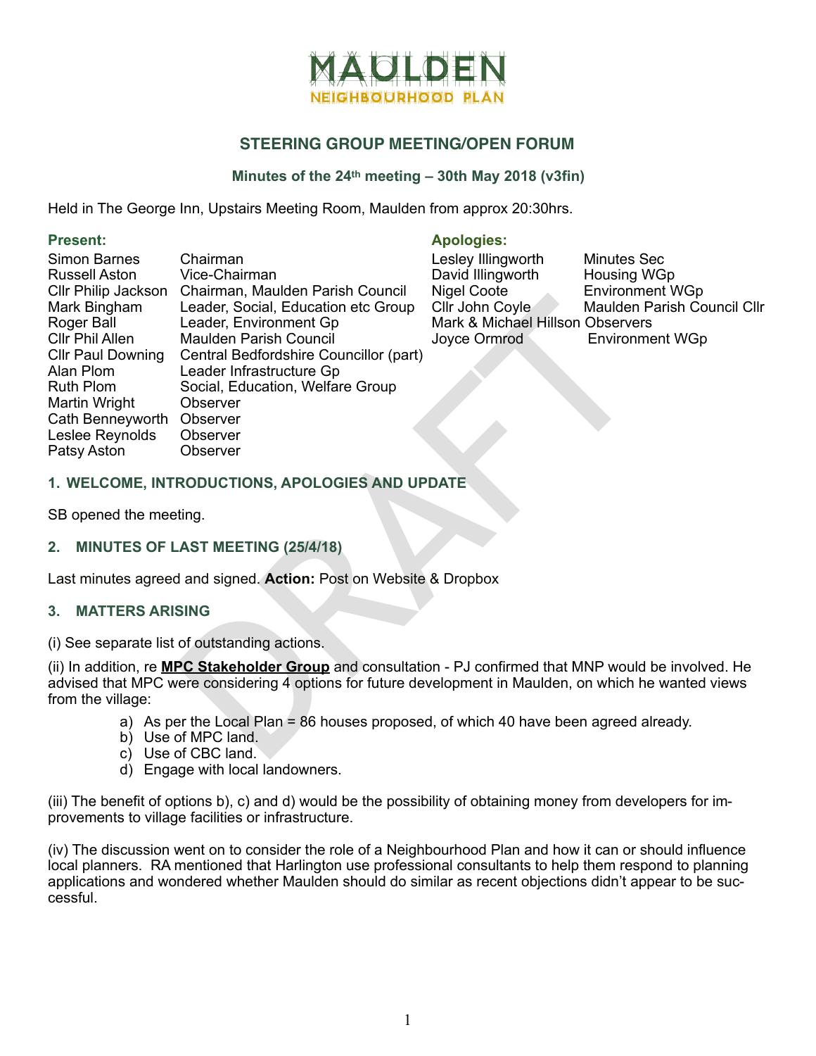# MAULDEN NEIGHBOURHOOD PLAN

## STEERING GROUP MEETING/OPEN FORUM

### Minutes of the 24th meeting – 30th May 2018 (v3fin)

Held in The George Inn, Upstairs Meeting Room, Maulden from approx 20:30hrs.

**Present:**

| | |
|---|---|
| Simon Barnes | Chairman |
| Russell Aston | Vice-Chairman |
| Cllr Philip Jackson | Chairman, Maulden Parish Council |
| Mark Bingham | Leader, Social, Education etc Group |
| Roger Ball | Leader, Environment Gp |
| Cllr Phil Allen | Maulden Parish Council |
| Cllr Paul Downing | Central Bedfordshire Councillor (part) |
| Alan Plom | Leader Infrastructure Gp |
| Ruth Plom | Social, Education, Welfare Group |
| Martin Wright | Observer |
| Cath Benneyworth | Observer |
| Leslee Reynolds | Observer |
| Patsy Aston | Observer |

**Apologies:**

| | |
|---|---|
| Lesley Illingworth | Minutes Sec |
| David Illingworth | Housing WGp |
| Nigel Coote | Environment WGp |
| Cllr John Coyle | Maulden Parish Council Cllr |
| Mark & Michael Hillson | Observers |
| Joyce Ormrod | Environment WGp |

### 1. WELCOME, INTRODUCTIONS, APOLOGIES AND UPDATE

SB opened the meeting.

### 2. MINUTES OF LAST MEETING (25/4/18)

Last minutes agreed and signed. **Action:** Post on Website & Dropbox

### 3. MATTERS ARISING

(i) See separate list of outstanding actions.

(ii) In addition, re **MPC Stakeholder Group** and consultation - PJ confirmed that MNP would be involved. He advised that MPC were considering 4 options for future development in Maulden, on which he wanted views from the village:

a) As per the Local Plan = 86 houses proposed, of which 40 have been agreed already.
b) Use of MPC land.
c) Use of CBC land.
d) Engage with local landowners.

(iii) The benefit of options b), c) and d) would be the possibility of obtaining money from developers for improvements to village facilities or infrastructure.

(iv) The discussion went on to consider the role of a Neighbourhood Plan and how it can or should influence local planners. RA mentioned that Harlington use professional consultants to help them respond to planning applications and wondered whether Maulden should do similar as recent objections didn't appear to be successful.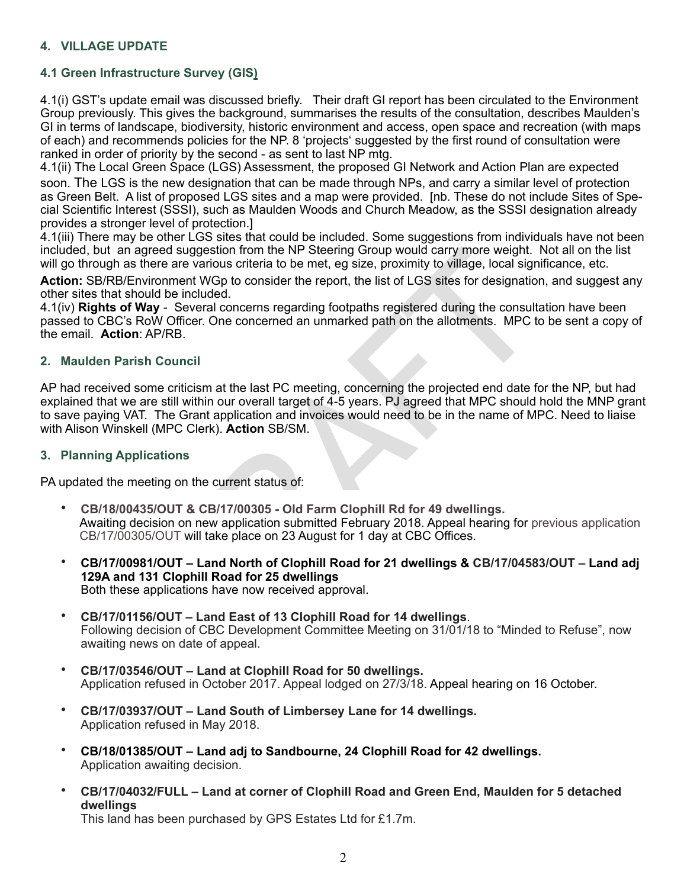## 4. VILLAGE UPDATE

### 4.1 Green Infrastructure Survey (GIS)

4.1(i) GST's update email was discussed briefly. Their draft GI report has been circulated to the Environment Group previously. This gives the background, summarises the results of the consultation, describes Maulden's GI in terms of landscape, biodiversity, historic environment and access, open space and recreation (with maps of each) and recommends policies for the NP. 8 'projects' suggested by the first round of consultation were ranked in order of priority by the second - as sent to last NP mtg.

4.1(ii) The Local Green Space (LGS) Assessment, the proposed GI Network and Action Plan are expected soon. The LGS is the new designation that can be made through NPs, and carry a similar level of protection as Green Belt. A list of proposed LGS sites and a map were provided. [nb. These do not include Sites of Special Scientific Interest (SSSI), such as Maulden Woods and Church Meadow, as the SSSI designation already provides a stronger level of protection.]

4.1(iii) There may be other LGS sites that could be included. Some suggestions from individuals have not been included, but an agreed suggestion from the NP Steering Group would carry more weight. Not all on the list will go through as there are various criteria to be met, eg size, proximity to village, local significance, etc.

**Action:** SB/RB/Environment WGp to consider the report, the list of LGS sites for designation, and suggest any other sites that should be included.

4.1(iv) **Rights of Way** - Several concerns regarding footpaths registered during the consultation have been passed to CBC's RoW Officer. One concerned an unmarked path on the allotments. MPC to be sent a copy of the email. **Action**: AP/RB.

## 2. Maulden Parish Council

AP had received some criticism at the last PC meeting, concerning the projected end date for the NP, but had explained that we are still within our overall target of 4-5 years. PJ agreed that MPC should hold the MNP grant to save paying VAT. The Grant application and invoices would need to be in the name of MPC. Need to liaise with Alison Winskell (MPC Clerk). **Action** SB/SM.

## 3. Planning Applications

PA updated the meeting on the current status of:

- **CB/18/00435/OUT & CB/17/00305 - Old Farm Clophill Rd for 49 dwellings.**
  Awaiting decision on new application submitted February 2018. Appeal hearing for previous application CB/17/00305/OUT will take place on 23 August for 1 day at CBC Offices.

- **CB/17/00981/OUT – Land North of Clophill Road for 21 dwellings & CB/17/04583/OUT – Land adj 129A and 131 Clophill Road for 25 dwellings**
  Both these applications have now received approval.

- **CB/17/01156/OUT – Land East of 13 Clophill Road for 14 dwellings**.
  Following decision of CBC Development Committee Meeting on 31/01/18 to "Minded to Refuse", now awaiting news on date of appeal.

- **CB/17/03546/OUT – Land at Clophill Road for 50 dwellings.**
  Application refused in October 2017. Appeal lodged on 27/3/18. Appeal hearing on 16 October.

- **CB/17/03937/OUT – Land South of Limbersey Lane for 14 dwellings.**
  Application refused in May 2018.

- **CB/18/01385/OUT – Land adj to Sandbourne, 24 Clophill Road for 42 dwellings.**
  Application awaiting decision.

- **CB/17/04032/FULL – Land at corner of Clophill Road and Green End, Maulden for 5 detached dwellings**
  This land has been purchased by GPS Estates Ltd for £1.7m.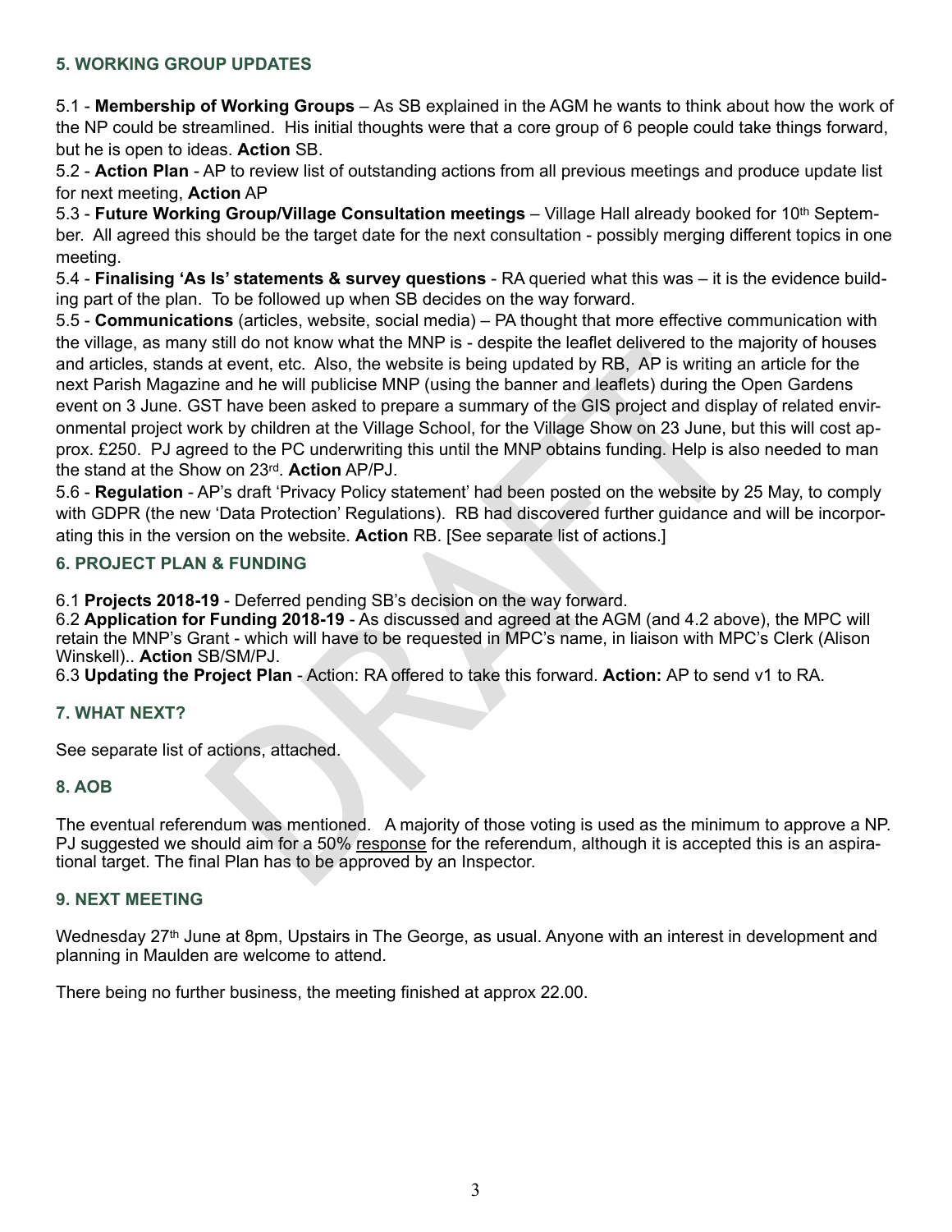### 5. WORKING GROUP UPDATES

5.1 - **Membership of Working Groups** – As SB explained in the AGM he wants to think about how the work of the NP could be streamlined. His initial thoughts were that a core group of 6 people could take things forward, but he is open to ideas. **Action** SB.

5.2 - **Action Plan** - AP to review list of outstanding actions from all previous meetings and produce update list for next meeting, **Action** AP

5.3 - **Future Working Group/Village Consultation meetings** – Village Hall already booked for 10th September. All agreed this should be the target date for the next consultation - possibly merging different topics in one meeting.

5.4 - **Finalising 'As Is' statements & survey questions** - RA queried what this was – it is the evidence building part of the plan. To be followed up when SB decides on the way forward.

5.5 - **Communications** (articles, website, social media) – PA thought that more effective communication with the village, as many still do not know what the MNP is - despite the leaflet delivered to the majority of houses and articles, stands at event, etc. Also, the website is being updated by RB, AP is writing an article for the next Parish Magazine and he will publicise MNP (using the banner and leaflets) during the Open Gardens event on 3 June. GST have been asked to prepare a summary of the GIS project and display of related environmental project work by children at the Village School, for the Village Show on 23 June, but this will cost approx. £250. PJ agreed to the PC underwriting this until the MNP obtains funding. Help is also needed to man the stand at the Show on 23rd. **Action** AP/PJ.

5.6 - **Regulation** - AP's draft 'Privacy Policy statement' had been posted on the website by 25 May, to comply with GDPR (the new 'Data Protection' Regulations). RB had discovered further guidance and will be incorporating this in the version on the website. **Action** RB. [See separate list of actions.]

### 6. PROJECT PLAN & FUNDING

6.1 **Projects 2018-19** - Deferred pending SB's decision on the way forward.

6.2 **Application for Funding 2018-19** - As discussed and agreed at the AGM (and 4.2 above), the MPC will retain the MNP's Grant - which will have to be requested in MPC's name, in liaison with MPC's Clerk (Alison Winskell).. **Action** SB/SM/PJ.

6.3 **Updating the Project Plan** - Action: RA offered to take this forward. **Action:** AP to send v1 to RA.

### 7. WHAT NEXT?

See separate list of actions, attached.

### 8. AOB

The eventual referendum was mentioned. A majority of those voting is used as the minimum to approve a NP. PJ suggested we should aim for a 50% <u>response</u> for the referendum, although it is accepted this is an aspirational target. The final Plan has to be approved by an Inspector.

### 9. NEXT MEETING

Wednesday 27th June at 8pm, Upstairs in The George, as usual. Anyone with an interest in development and planning in Maulden are welcome to attend.

There being no further business, the meeting finished at approx 22.00.